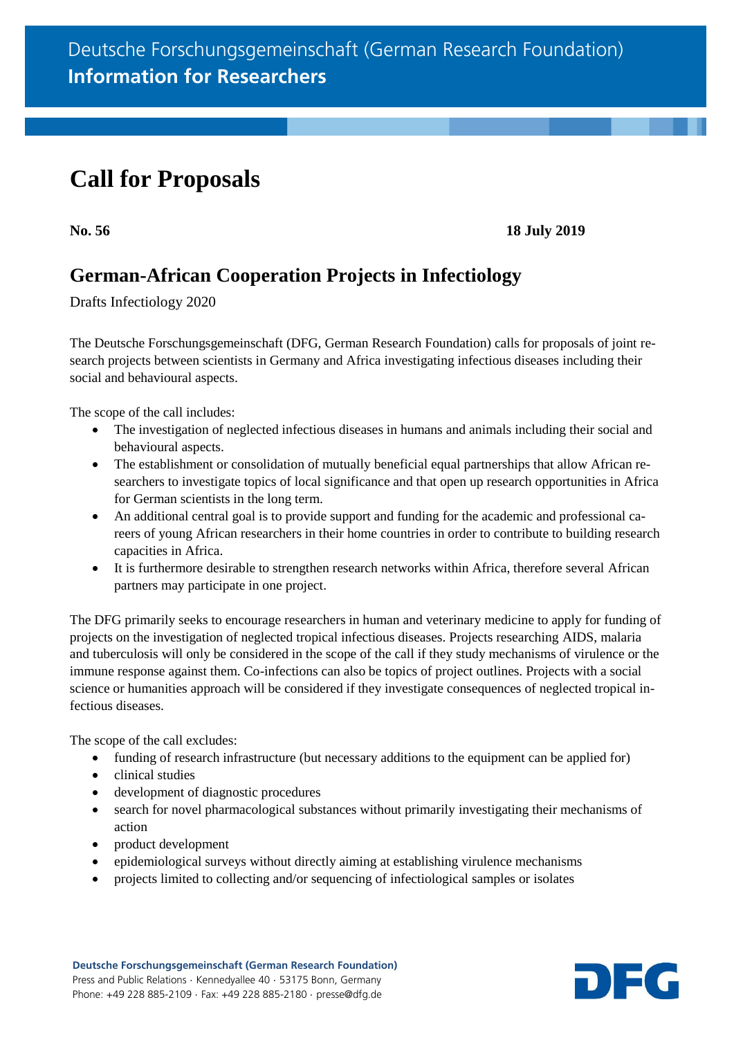Deutsche Forschungsgemeinschaft (German Research Foundation)
**Information for Researchers**

# Call for Proposals

**No. 56** **18 July 2019**

## German-African Cooperation Projects in Infectiology

Drafts Infectiology 2020

The Deutsche Forschungsgemeinschaft (DFG, German Research Foundation) calls for proposals of joint research projects between scientists in Germany and Africa investigating infectious diseases including their social and behavioural aspects.

The scope of the call includes:

- The investigation of neglected infectious diseases in humans and animals including their social and behavioural aspects.
- The establishment or consolidation of mutually beneficial equal partnerships that allow African researchers to investigate topics of local significance and that open up research opportunities in Africa for German scientists in the long term.
- An additional central goal is to provide support and funding for the academic and professional careers of young African researchers in their home countries in order to contribute to building research capacities in Africa.
- It is furthermore desirable to strengthen research networks within Africa, therefore several African partners may participate in one project.

The DFG primarily seeks to encourage researchers in human and veterinary medicine to apply for funding of projects on the investigation of neglected tropical infectious diseases. Projects researching AIDS, malaria and tuberculosis will only be considered in the scope of the call if they study mechanisms of virulence or the immune response against them. Co-infections can also be topics of project outlines. Projects with a social science or humanities approach will be considered if they investigate consequences of neglected tropical infectious diseases.

The scope of the call excludes:

- funding of research infrastructure (but necessary additions to the equipment can be applied for)
- clinical studies
- development of diagnostic procedures
- search for novel pharmacological substances without primarily investigating their mechanisms of action
- product development
- epidemiological surveys without directly aiming at establishing virulence mechanisms
- projects limited to collecting and/or sequencing of infectiological samples or isolates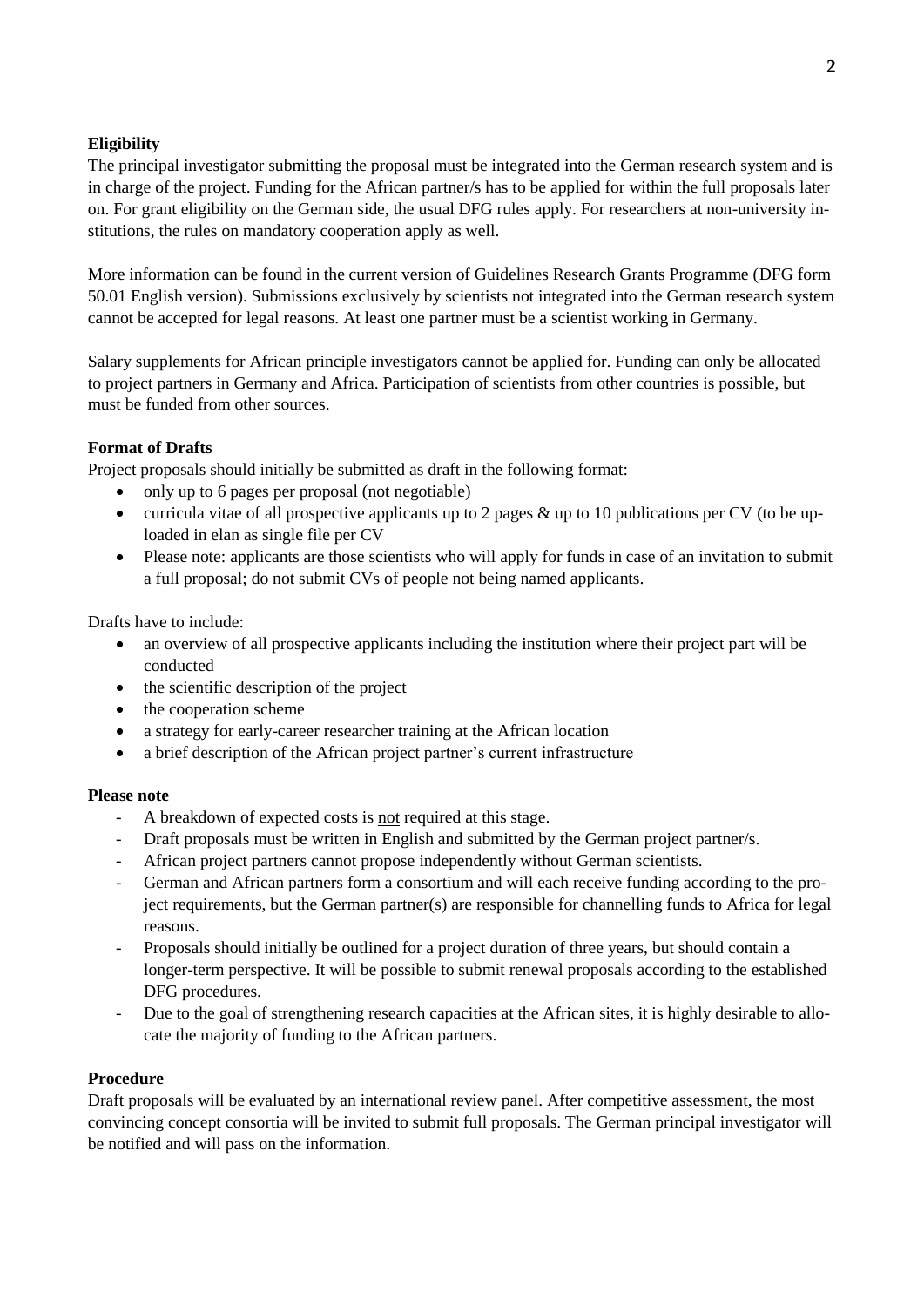**Eligibility**

The principal investigator submitting the proposal must be integrated into the German research system and is in charge of the project. Funding for the African partner/s has to be applied for within the full proposals later on. For grant eligibility on the German side, the usual DFG rules apply. For researchers at non-university institutions, the rules on mandatory cooperation apply as well.

More information can be found in the current version of Guidelines Research Grants Programme (DFG form 50.01 English version). Submissions exclusively by scientists not integrated into the German research system cannot be accepted for legal reasons. At least one partner must be a scientist working in Germany.

Salary supplements for African principle investigators cannot be applied for. Funding can only be allocated to project partners in Germany and Africa. Participation of scientists from other countries is possible, but must be funded from other sources.

**Format of Drafts**

Project proposals should initially be submitted as draft in the following format:

- only up to 6 pages per proposal (not negotiable)
- curricula vitae of all prospective applicants up to 2 pages & up to 10 publications per CV (to be uploaded in elan as single file per CV
- Please note: applicants are those scientists who will apply for funds in case of an invitation to submit a full proposal; do not submit CVs of people not being named applicants.

Drafts have to include:

- an overview of all prospective applicants including the institution where their project part will be conducted
- the scientific description of the project
- the cooperation scheme
- a strategy for early-career researcher training at the African location
- a brief description of the African project partner's current infrastructure

**Please note**

- A breakdown of expected costs is <u>not</u> required at this stage.
- Draft proposals must be written in English and submitted by the German project partner/s.
- African project partners cannot propose independently without German scientists.
- German and African partners form a consortium and will each receive funding according to the project requirements, but the German partner(s) are responsible for channelling funds to Africa for legal reasons.
- Proposals should initially be outlined for a project duration of three years, but should contain a longer-term perspective. It will be possible to submit renewal proposals according to the established DFG procedures.
- Due to the goal of strengthening research capacities at the African sites, it is highly desirable to allocate the majority of funding to the African partners.

**Procedure**

Draft proposals will be evaluated by an international review panel. After competitive assessment, the most convincing concept consortia will be invited to submit full proposals. The German principal investigator will be notified and will pass on the information.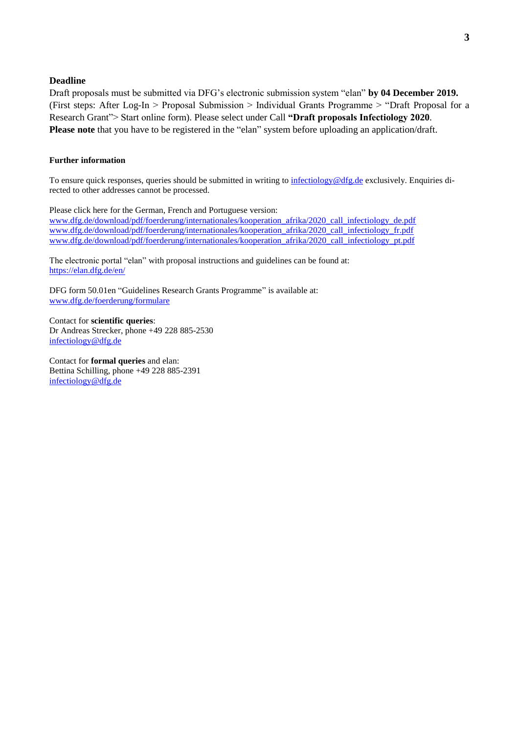## Deadline

Draft proposals must be submitted via DFG's electronic submission system "elan" **by 04 December 2019.** (First steps: After Log-In > Proposal Submission > Individual Grants Programme > "Draft Proposal for a Research Grant"> Start online form). Please select under Call **"Draft proposals Infectiology 2020**.
**Please note** that you have to be registered in the "elan" system before uploading an application/draft.

### Further information

To ensure quick responses, queries should be submitted in writing to infectiology@dfg.de exclusively. Enquiries directed to other addresses cannot be processed.

Please click here for the German, French and Portuguese version:
www.dfg.de/download/pdf/foerderung/internationales/kooperation_afrika/2020_call_infectiology_de.pdf
www.dfg.de/download/pdf/foerderung/internationales/kooperation_afrika/2020_call_infectiology_fr.pdf
www.dfg.de/download/pdf/foerderung/internationales/kooperation_afrika/2020_call_infectiology_pt.pdf

The electronic portal "elan" with proposal instructions and guidelines can be found at:
https://elan.dfg.de/en/

DFG form 50.01en "Guidelines Research Grants Programme" is available at:
www.dfg.de/foerderung/formulare

Contact for **scientific queries**:
Dr Andreas Strecker, phone +49 228 885-2530
infectiology@dfg.de

Contact for **formal queries** and elan:
Bettina Schilling, phone +49 228 885-2391
infectiology@dfg.de